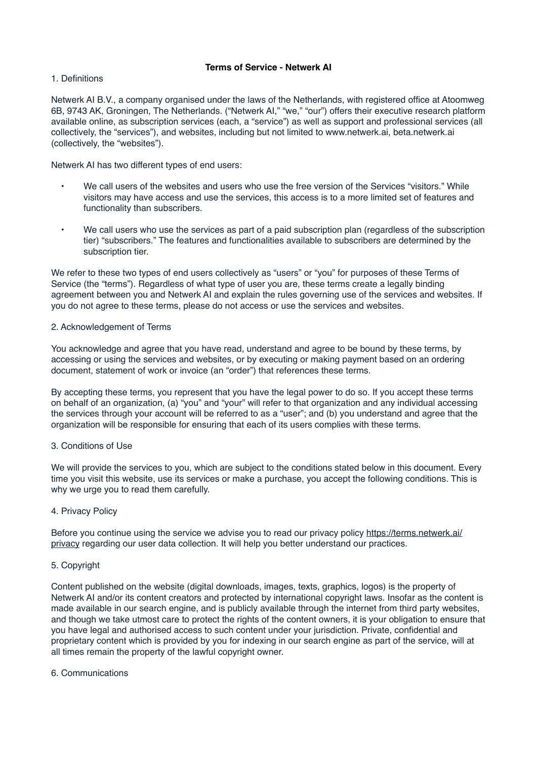# Terms of Service - Netwerk AI

## 1. Definitions

Netwerk AI B.V., a company organised under the laws of the Netherlands, with registered office at Atoomweg 6B, 9743 AK, Groningen, The Netherlands. ("Netwerk AI," "we," "our") offers their executive research platform available online, as subscription services (each, a "service") as well as support and professional services (all collectively, the "services"), and websites, including but not limited to www.netwerk.ai, beta.netwerk.ai (collectively, the "websites").

Netwerk AI has two different types of end users:

- We call users of the websites and users who use the free version of the Services "visitors." While visitors may have access and use the services, this access is to a more limited set of features and functionality than subscribers.
- We call users who use the services as part of a paid subscription plan (regardless of the subscription tier) "subscribers." The features and functionalities available to subscribers are determined by the subscription tier.

We refer to these two types of end users collectively as "users" or "you" for purposes of these Terms of Service (the "terms"). Regardless of what type of user you are, these terms create a legally binding agreement between you and Netwerk AI and explain the rules governing use of the services and websites. If you do not agree to these terms, please do not access or use the services and websites.

## 2. Acknowledgement of Terms

You acknowledge and agree that you have read, understand and agree to be bound by these terms, by accessing or using the services and websites, or by executing or making payment based on an ordering document, statement of work or invoice (an "order") that references these terms.

By accepting these terms, you represent that you have the legal power to do so. If you accept these terms on behalf of an organization, (a) "you" and "your" will refer to that organization and any individual accessing the services through your account will be referred to as a "user"; and (b) you understand and agree that the organization will be responsible for ensuring that each of its users complies with these terms.

## 3. Conditions of Use

We will provide the services to you, which are subject to the conditions stated below in this document. Every time you visit this website, use its services or make a purchase, you accept the following conditions. This is why we urge you to read them carefully.

## 4. Privacy Policy

Before you continue using the service we advise you to read our privacy policy https://terms.netwerk.ai/privacy regarding our user data collection. It will help you better understand our practices.

## 5. Copyright

Content published on the website (digital downloads, images, texts, graphics, logos) is the property of Netwerk AI and/or its content creators and protected by international copyright laws. Insofar as the content is made available in our search engine, and is publicly available through the internet from third party websites, and though we take utmost care to protect the rights of the content owners, it is your obligation to ensure that you have legal and authorised access to such content under your jurisdiction. Private, confidential and proprietary content which is provided by you for indexing in our search engine as part of the service, will at all times remain the property of the lawful copyright owner.

## 6. Communications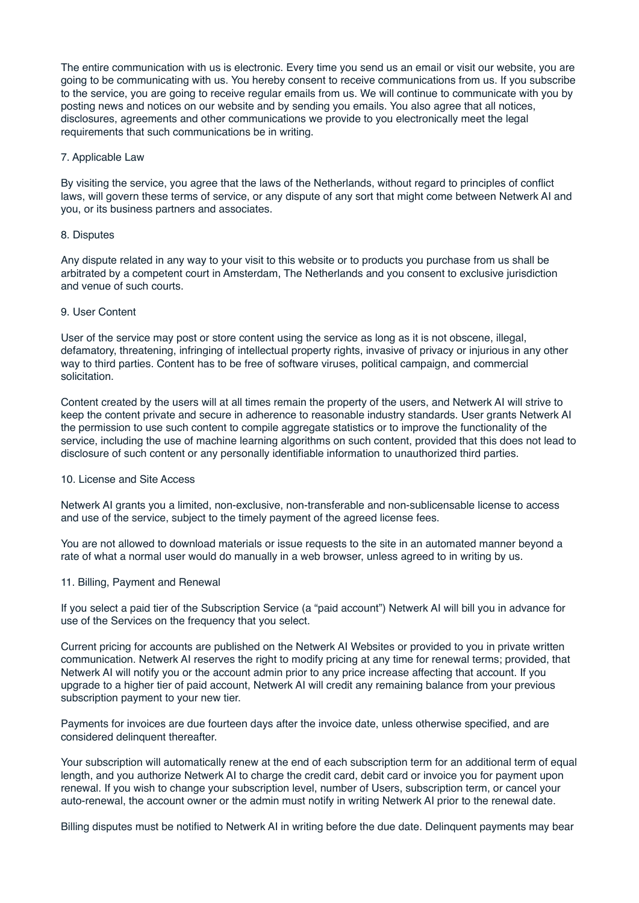The entire communication with us is electronic. Every time you send us an email or visit our website, you are going to be communicating with us. You hereby consent to receive communications from us. If you subscribe to the service, you are going to receive regular emails from us. We will continue to communicate with you by posting news and notices on our website and by sending you emails. You also agree that all notices, disclosures, agreements and other communications we provide to you electronically meet the legal requirements that such communications be in writing.

## 7. Applicable Law

By visiting the service, you agree that the laws of the Netherlands, without regard to principles of conflict laws, will govern these terms of service, or any dispute of any sort that might come between Netwerk AI and you, or its business partners and associates.

## 8. Disputes

Any dispute related in any way to your visit to this website or to products you purchase from us shall be arbitrated by a competent court in Amsterdam, The Netherlands and you consent to exclusive jurisdiction and venue of such courts.

## 9. User Content

User of the service may post or store content using the service as long as it is not obscene, illegal, defamatory, threatening, infringing of intellectual property rights, invasive of privacy or injurious in any other way to third parties. Content has to be free of software viruses, political campaign, and commercial solicitation.

Content created by the users will at all times remain the property of the users, and Netwerk AI will strive to keep the content private and secure in adherence to reasonable industry standards. User grants Netwerk AI the permission to use such content to compile aggregate statistics or to improve the functionality of the service, including the use of machine learning algorithms on such content, provided that this does not lead to disclosure of such content or any personally identifiable information to unauthorized third parties.

## 10. License and Site Access

Netwerk AI grants you a limited, non-exclusive, non-transferable and non-sublicensable license to access and use of the service, subject to the timely payment of the agreed license fees.

You are not allowed to download materials or issue requests to the site in an automated manner beyond a rate of what a normal user would do manually in a web browser, unless agreed to in writing by us.

## 11. Billing, Payment and Renewal

If you select a paid tier of the Subscription Service (a "paid account") Netwerk AI will bill you in advance for use of the Services on the frequency that you select.

Current pricing for accounts are published on the Netwerk AI Websites or provided to you in private written communication. Netwerk AI reserves the right to modify pricing at any time for renewal terms; provided, that Netwerk AI will notify you or the account admin prior to any price increase affecting that account. If you upgrade to a higher tier of paid account, Netwerk AI will credit any remaining balance from your previous subscription payment to your new tier.

Payments for invoices are due fourteen days after the invoice date, unless otherwise specified, and are considered delinquent thereafter.

Your subscription will automatically renew at the end of each subscription term for an additional term of equal length, and you authorize Netwerk AI to charge the credit card, debit card or invoice you for payment upon renewal. If you wish to change your subscription level, number of Users, subscription term, or cancel your auto-renewal, the account owner or the admin must notify in writing Netwerk AI prior to the renewal date.

Billing disputes must be notified to Netwerk AI in writing before the due date. Delinquent payments may bear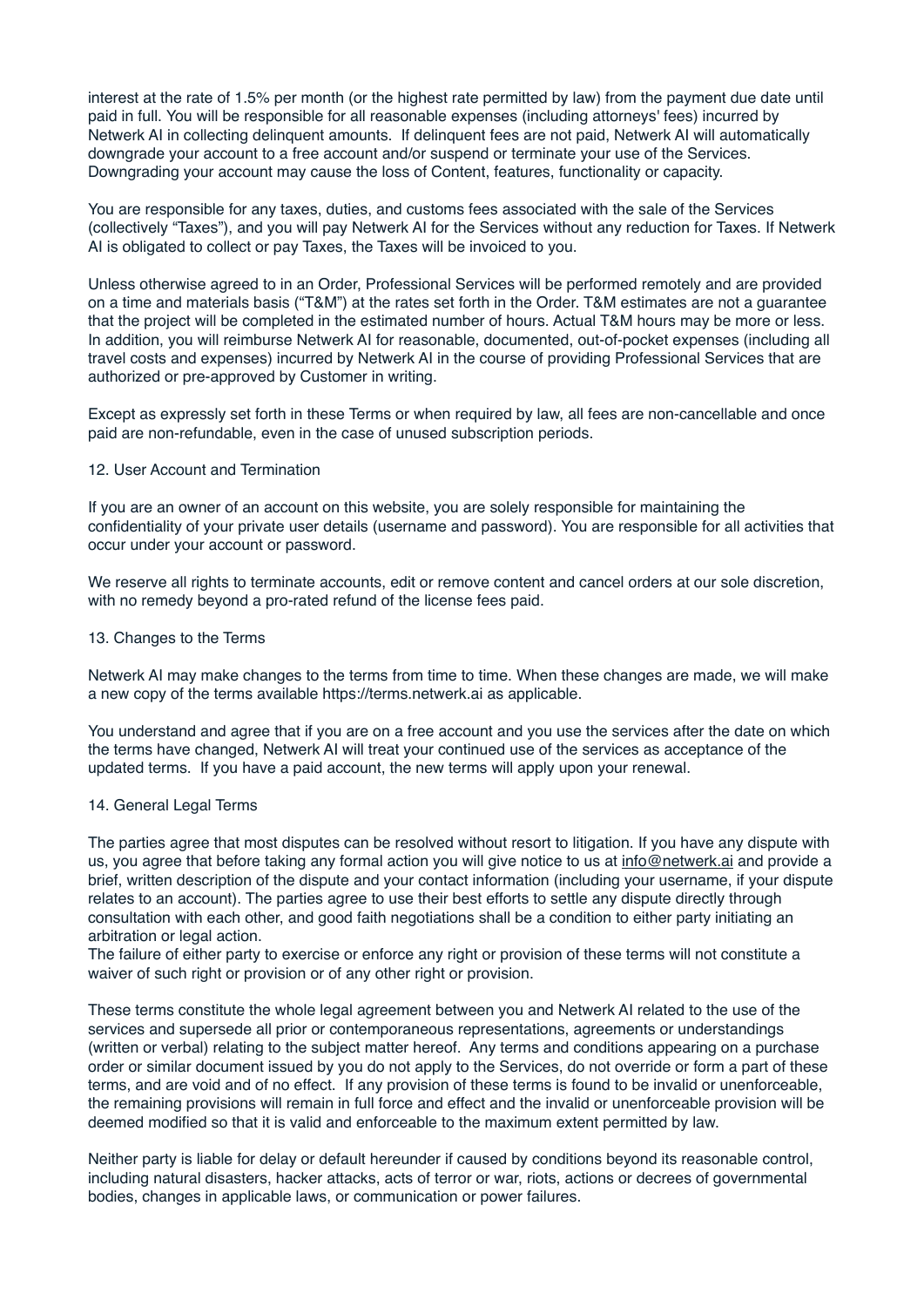interest at the rate of 1.5% per month (or the highest rate permitted by law) from the payment due date until paid in full. You will be responsible for all reasonable expenses (including attorneys' fees) incurred by Netwerk AI in collecting delinquent amounts. If delinquent fees are not paid, Netwerk AI will automatically downgrade your account to a free account and/or suspend or terminate your use of the Services. Downgrading your account may cause the loss of Content, features, functionality or capacity.

You are responsible for any taxes, duties, and customs fees associated with the sale of the Services (collectively "Taxes"), and you will pay Netwerk AI for the Services without any reduction for Taxes. If Netwerk AI is obligated to collect or pay Taxes, the Taxes will be invoiced to you.

Unless otherwise agreed to in an Order, Professional Services will be performed remotely and are provided on a time and materials basis ("T&M") at the rates set forth in the Order. T&M estimates are not a guarantee that the project will be completed in the estimated number of hours. Actual T&M hours may be more or less. In addition, you will reimburse Netwerk AI for reasonable, documented, out-of-pocket expenses (including all travel costs and expenses) incurred by Netwerk AI in the course of providing Professional Services that are authorized or pre-approved by Customer in writing.

Except as expressly set forth in these Terms or when required by law, all fees are non-cancellable and once paid are non-refundable, even in the case of unused subscription periods.

## 12. User Account and Termination

If you are an owner of an account on this website, you are solely responsible for maintaining the confidentiality of your private user details (username and password). You are responsible for all activities that occur under your account or password.

We reserve all rights to terminate accounts, edit or remove content and cancel orders at our sole discretion, with no remedy beyond a pro-rated refund of the license fees paid.

## 13. Changes to the Terms

Netwerk AI may make changes to the terms from time to time. When these changes are made, we will make a new copy of the terms available https://terms.netwerk.ai as applicable.

You understand and agree that if you are on a free account and you use the services after the date on which the terms have changed, Netwerk AI will treat your continued use of the services as acceptance of the updated terms. If you have a paid account, the new terms will apply upon your renewal.

## 14. General Legal Terms

The parties agree that most disputes can be resolved without resort to litigation. If you have any dispute with us, you agree that before taking any formal action you will give notice to us at info@netwerk.ai and provide a brief, written description of the dispute and your contact information (including your username, if your dispute relates to an account). The parties agree to use their best efforts to settle any dispute directly through consultation with each other, and good faith negotiations shall be a condition to either party initiating an arbitration or legal action.
The failure of either party to exercise or enforce any right or provision of these terms will not constitute a waiver of such right or provision or of any other right or provision.

These terms constitute the whole legal agreement between you and Netwerk AI related to the use of the services and supersede all prior or contemporaneous representations, agreements or understandings (written or verbal) relating to the subject matter hereof. Any terms and conditions appearing on a purchase order or similar document issued by you do not apply to the Services, do not override or form a part of these terms, and are void and of no effect. If any provision of these terms is found to be invalid or unenforceable, the remaining provisions will remain in full force and effect and the invalid or unenforceable provision will be deemed modified so that it is valid and enforceable to the maximum extent permitted by law.

Neither party is liable for delay or default hereunder if caused by conditions beyond its reasonable control, including natural disasters, hacker attacks, acts of terror or war, riots, actions or decrees of governmental bodies, changes in applicable laws, or communication or power failures.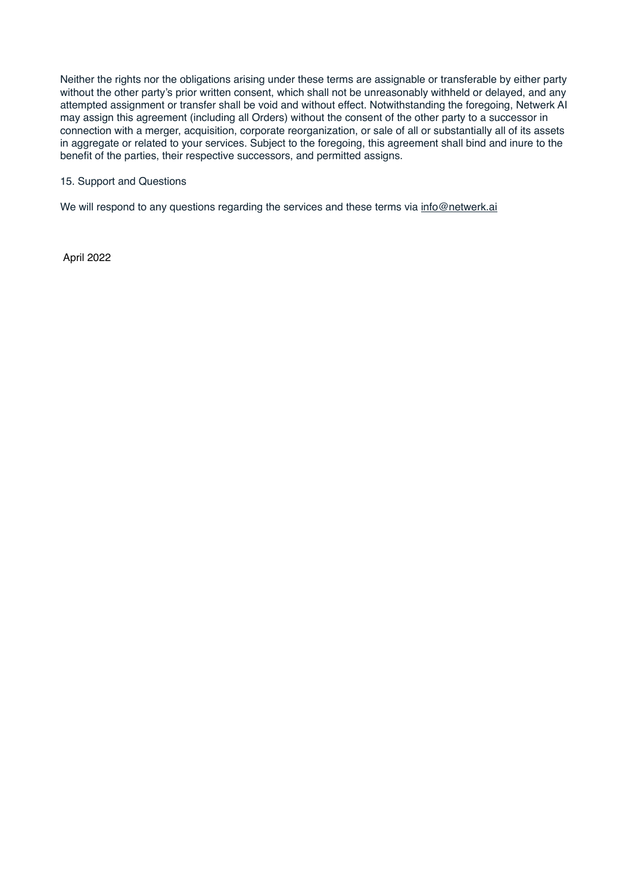Neither the rights nor the obligations arising under these terms are assignable or transferable by either party without the other party's prior written consent, which shall not be unreasonably withheld or delayed, and any attempted assignment or transfer shall be void and without effect. Notwithstanding the foregoing, Netwerk AI may assign this agreement (including all Orders) without the consent of the other party to a successor in connection with a merger, acquisition, corporate reorganization, or sale of all or substantially all of its assets in aggregate or related to your services. Subject to the foregoing, this agreement shall bind and inure to the benefit of the parties, their respective successors, and permitted assigns.

## 15. Support and Questions

We will respond to any questions regarding the services and these terms via info@netwerk.ai

April 2022